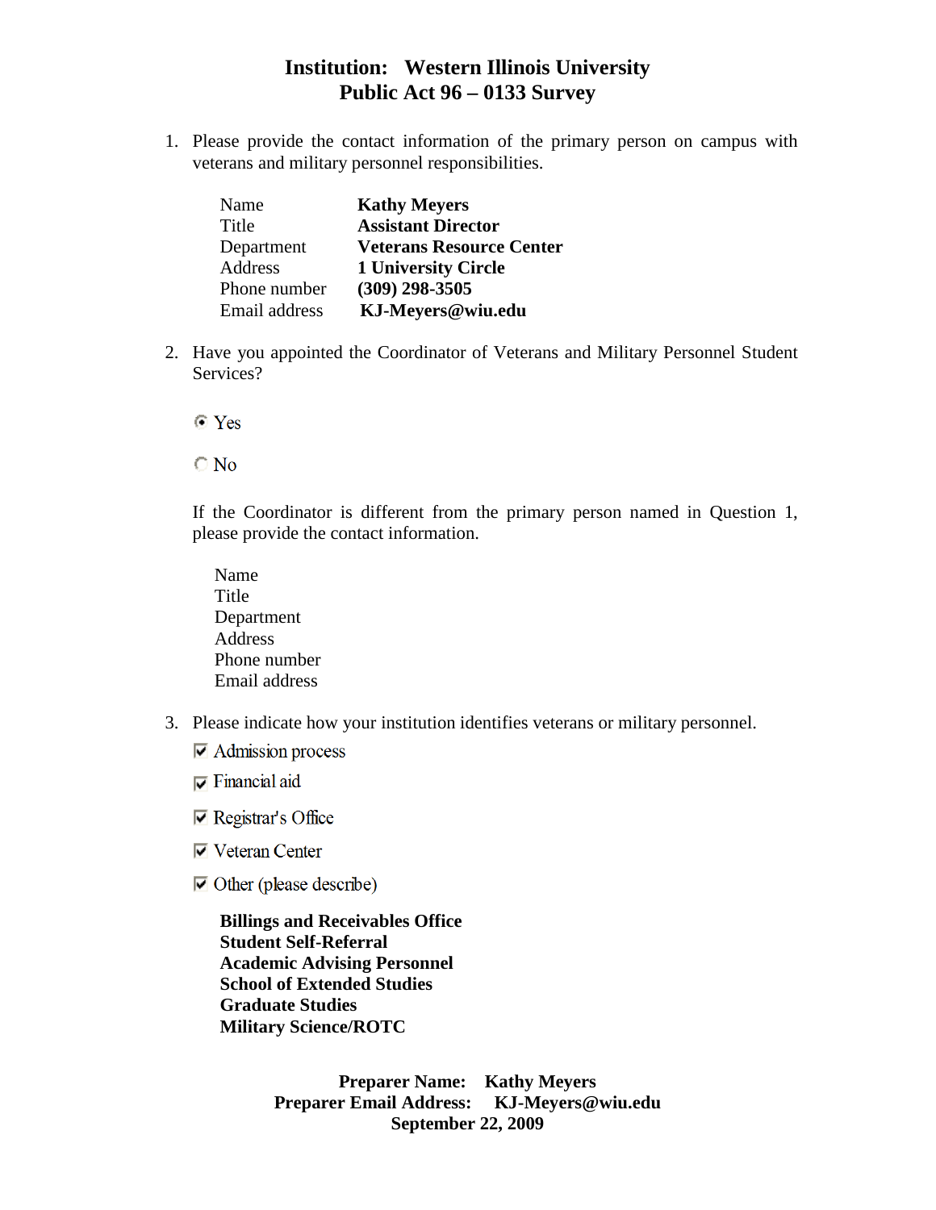# Institution: Western Illinois University
## Public Act 96 – 0133 Survey

1. Please provide the contact information of the primary person on campus with veterans and military personnel responsibilities.

| | |
|---|---|
| Name | **Kathy Meyers** |
| Title | **Assistant Director** |
| Department | **Veterans Resource Center** |
| Address | **1 University Circle** |
| Phone number | **(309) 298-3505** |
| Email address | **KJ-Meyers@wiu.edu** |

2. Have you appointed the Coordinator of Veterans and Military Personnel Student Services?

   - (●) Yes
   - ( ) No

   If the Coordinator is different from the primary person named in Question 1, please provide the contact information.

   Name
   Title
   Department
   Address
   Phone number
   Email address

3. Please indicate how your institution identifies veterans or military personnel.

   - [x] Admission process
   - [x] Financial aid
   - [x] Registrar's Office
   - [x] Veteran Center
   - [x] Other (please describe)

   **Billings and Receivables Office**
   **Student Self-Referral**
   **Academic Advising Personnel**
   **School of Extended Studies**
   **Graduate Studies**
   **Military Science/ROTC**

**Preparer Name: Kathy Meyers**
**Preparer Email Address: KJ-Meyers@wiu.edu**
**September 22, 2009**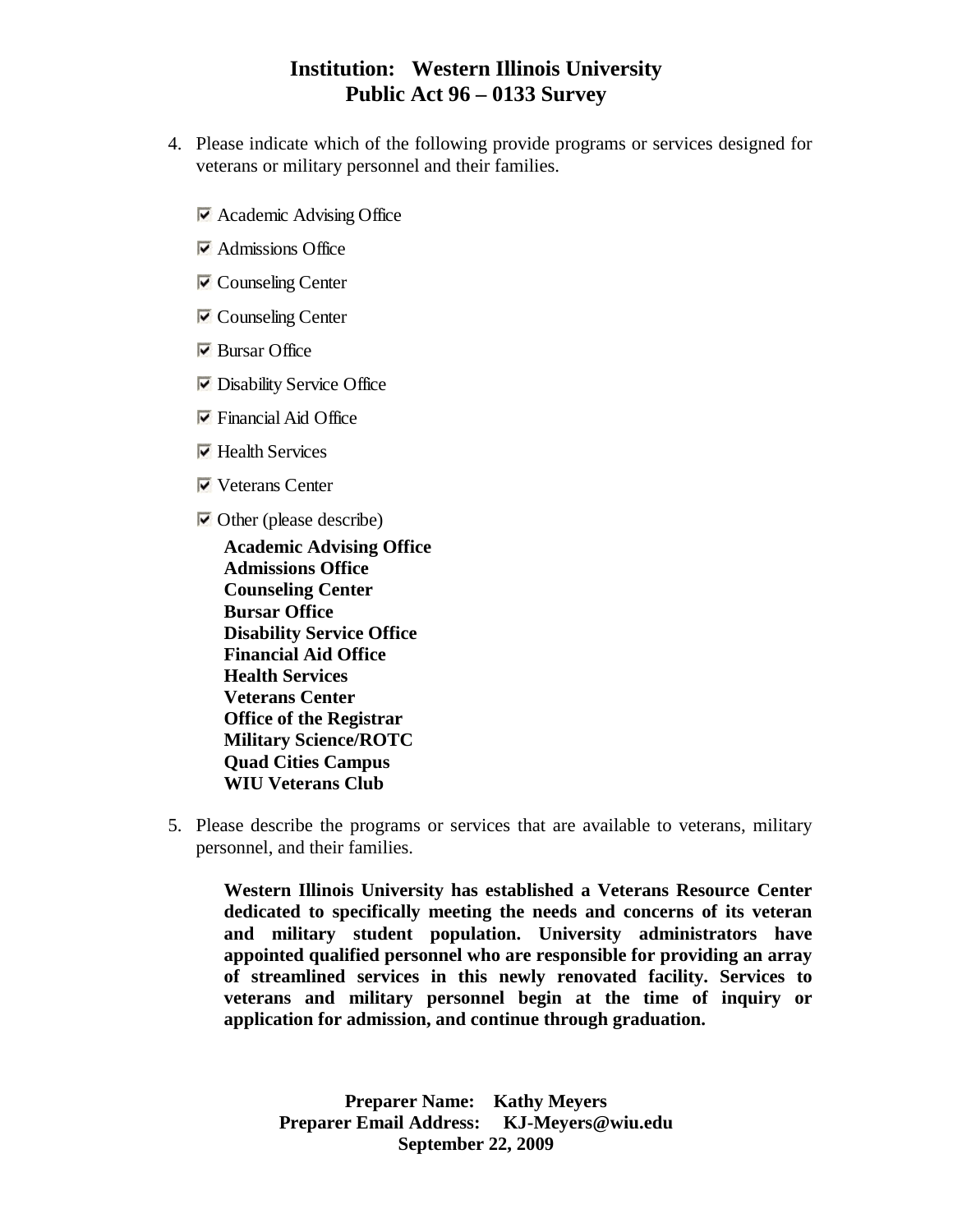**Institution: Western Illinois University**
**Public Act 96 – 0133 Survey**

4. Please indicate which of the following provide programs or services designed for veterans or military personnel and their families.

   - [x] Academic Advising Office
   - [x] Admissions Office
   - [x] Counseling Center
   - [x] Counseling Center
   - [x] Bursar Office
   - [x] Disability Service Office
   - [x] Financial Aid Office
   - [x] Health Services
   - [x] Veterans Center
   - [x] Other (please describe)

   **Academic Advising Office**
   **Admissions Office**
   **Counseling Center**
   **Bursar Office**
   **Disability Service Office**
   **Financial Aid Office**
   **Health Services**
   **Veterans Center**
   **Office of the Registrar**
   **Military Science/ROTC**
   **Quad Cities Campus**
   **WIU Veterans Club**

5. Please describe the programs or services that are available to veterans, military personnel, and their families.

   **Western Illinois University has established a Veterans Resource Center dedicated to specifically meeting the needs and concerns of its veteran and military student population. University administrators have appointed qualified personnel who are responsible for providing an array of streamlined services in this newly renovated facility. Services to veterans and military personnel begin at the time of inquiry or application for admission, and continue through graduation.**

**Preparer Name: Kathy Meyers**
**Preparer Email Address: KJ-Meyers@wiu.edu**
**September 22, 2009**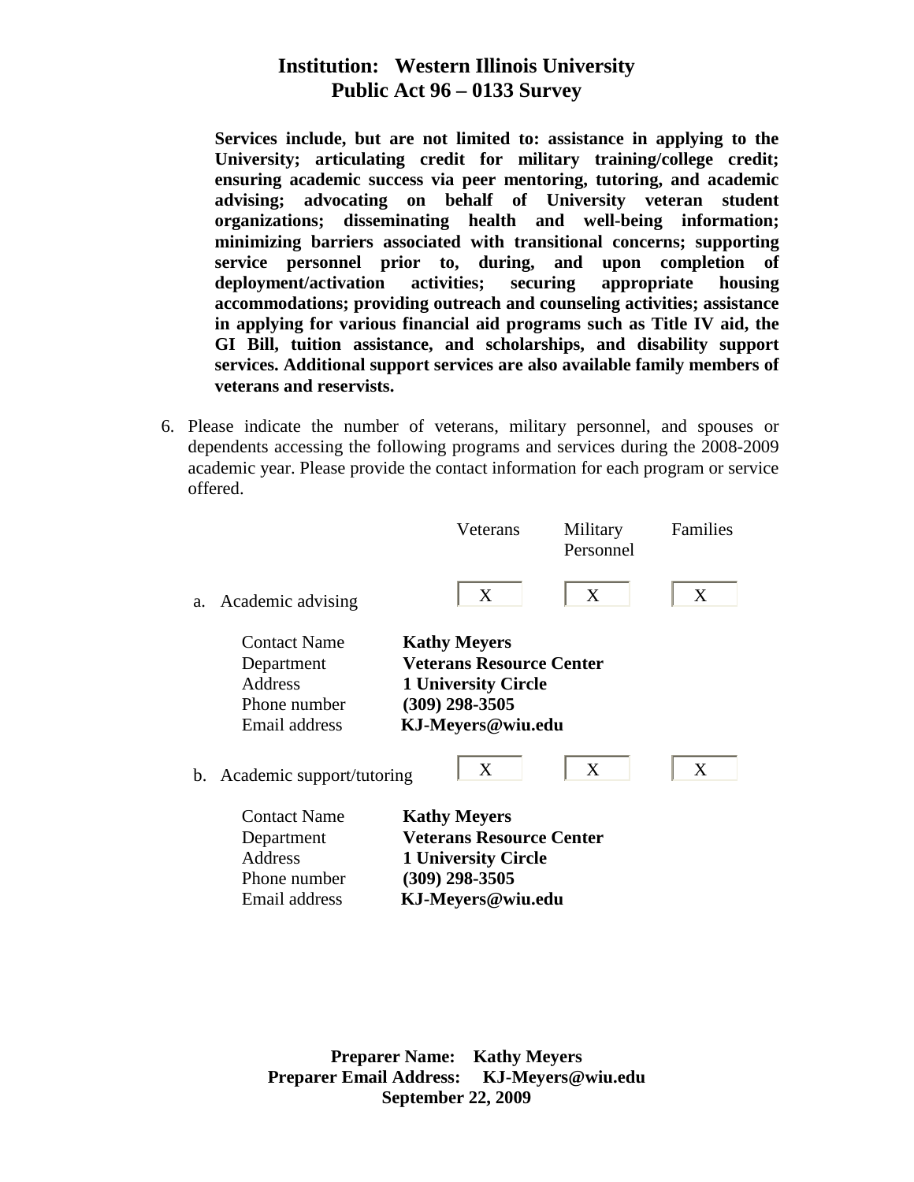**Institution: Western Illinois University**
**Public Act 96 – 0133 Survey**

**Services include, but are not limited to: assistance in applying to the University; articulating credit for military training/college credit; ensuring academic success via peer mentoring, tutoring, and academic advising; advocating on behalf of University veteran student organizations; disseminating health and well-being information; minimizing barriers associated with transitional concerns; supporting service personnel prior to, during, and upon completion of deployment/activation activities; securing appropriate housing accommodations; providing outreach and counseling activities; assistance in applying for various financial aid programs such as Title IV aid, the GI Bill, tuition assistance, and scholarships, and disability support services. Additional support services are also available family members of veterans and reservists.**

6. Please indicate the number of veterans, military personnel, and spouses or dependents accessing the following programs and services during the 2008-2009 academic year. Please provide the contact information for each program or service offered.

| | Veterans | Military Personnel | Families |
|---|---|---|---|
| a. Academic advising | X | X | X |

| | |
|---|---|
| Contact Name | **Kathy Meyers** |
| Department | **Veterans Resource Center** |
| Address | **1 University Circle** |
| Phone number | **(309) 298-3505** |
| Email address | **KJ-Meyers@wiu.edu** |

| | Veterans | Military Personnel | Families |
|---|---|---|---|
| b. Academic support/tutoring | X | X | X |

| | |
|---|---|
| Contact Name | **Kathy Meyers** |
| Department | **Veterans Resource Center** |
| Address | **1 University Circle** |
| Phone number | **(309) 298-3505** |
| Email address | **KJ-Meyers@wiu.edu** |

**Preparer Name: Kathy Meyers**
**Preparer Email Address: KJ-Meyers@wiu.edu**
**September 22, 2009**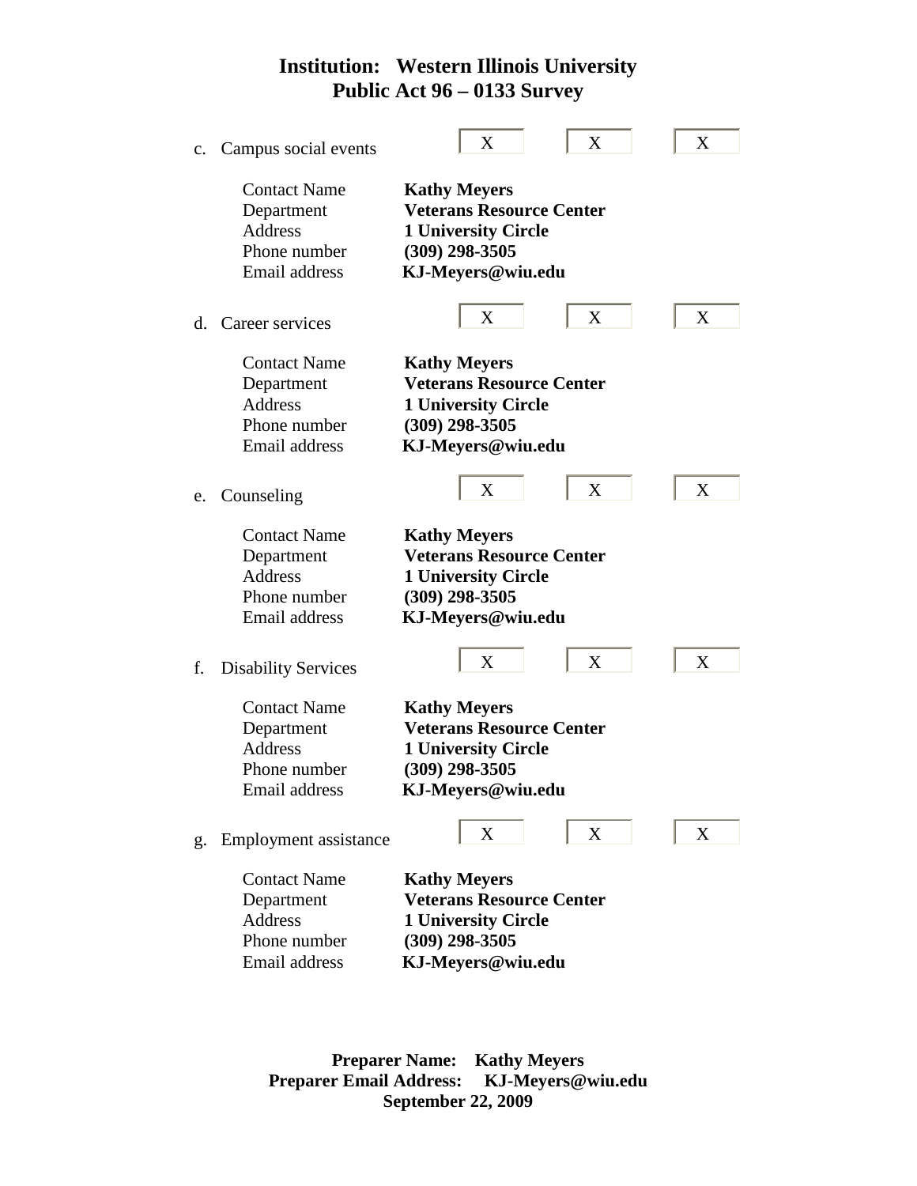**Institution: Western Illinois University**
**Public Act 96 – 0133 Survey**

c. Campus social events | X | X | X |

| | |
|---|---|
| Contact Name | **Kathy Meyers** |
| Department | **Veterans Resource Center** |
| Address | **1 University Circle** |
| Phone number | **(309) 298-3505** |
| Email address | **KJ-Meyers@wiu.edu** |

d. Career services | X | X | X |

| | |
|---|---|
| Contact Name | **Kathy Meyers** |
| Department | **Veterans Resource Center** |
| Address | **1 University Circle** |
| Phone number | **(309) 298-3505** |
| Email address | **KJ-Meyers@wiu.edu** |

e. Counseling | X | X | X |

| | |
|---|---|
| Contact Name | **Kathy Meyers** |
| Department | **Veterans Resource Center** |
| Address | **1 University Circle** |
| Phone number | **(309) 298-3505** |
| Email address | **KJ-Meyers@wiu.edu** |

f. Disability Services | X | X | X |

| | |
|---|---|
| Contact Name | **Kathy Meyers** |
| Department | **Veterans Resource Center** |
| Address | **1 University Circle** |
| Phone number | **(309) 298-3505** |
| Email address | **KJ-Meyers@wiu.edu** |

g. Employment assistance | X | X | X |

| | |
|---|---|
| Contact Name | **Kathy Meyers** |
| Department | **Veterans Resource Center** |
| Address | **1 University Circle** |
| Phone number | **(309) 298-3505** |
| Email address | **KJ-Meyers@wiu.edu** |

**Preparer Name: Kathy Meyers**
**Preparer Email Address: KJ-Meyers@wiu.edu**
**September 22, 2009**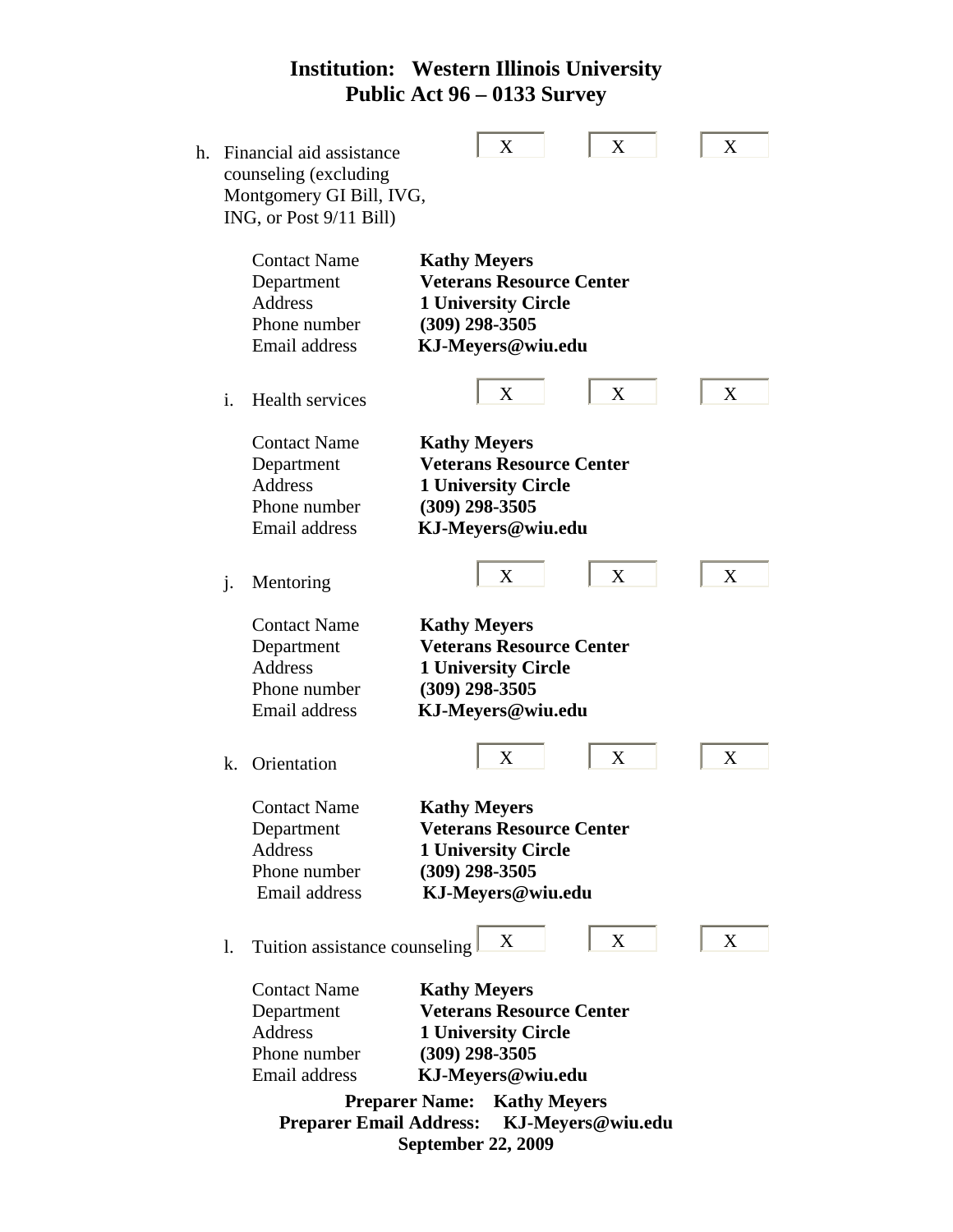# Institution: Western Illinois University
## Public Act 96 – 0133 Survey

h. Financial aid assistance counseling (excluding Montgomery GI Bill, IVG, ING, or Post 9/11 Bill) — X X X

| | |
|---|---|
| Contact Name | **Kathy Meyers** |
| Department | **Veterans Resource Center** |
| Address | **1 University Circle** |
| Phone number | **(309) 298-3505** |
| Email address | **KJ-Meyers@wiu.edu** |

i. Health services — X X X

| | |
|---|---|
| Contact Name | **Kathy Meyers** |
| Department | **Veterans Resource Center** |
| Address | **1 University Circle** |
| Phone number | **(309) 298-3505** |
| Email address | **KJ-Meyers@wiu.edu** |

j. Mentoring — X X X

| | |
|---|---|
| Contact Name | **Kathy Meyers** |
| Department | **Veterans Resource Center** |
| Address | **1 University Circle** |
| Phone number | **(309) 298-3505** |
| Email address | **KJ-Meyers@wiu.edu** |

k. Orientation — X X X

| | |
|---|---|
| Contact Name | **Kathy Meyers** |
| Department | **Veterans Resource Center** |
| Address | **1 University Circle** |
| Phone number | **(309) 298-3505** |
| Email address | **KJ-Meyers@wiu.edu** |

l. Tuition assistance counseling — X X X

| | |
|---|---|
| Contact Name | **Kathy Meyers** |
| Department | **Veterans Resource Center** |
| Address | **1 University Circle** |
| Phone number | **(309) 298-3505** |
| Email address | **KJ-Meyers@wiu.edu** |

**Preparer Name: Kathy Meyers**
**Preparer Email Address: KJ-Meyers@wiu.edu**
**September 22, 2009**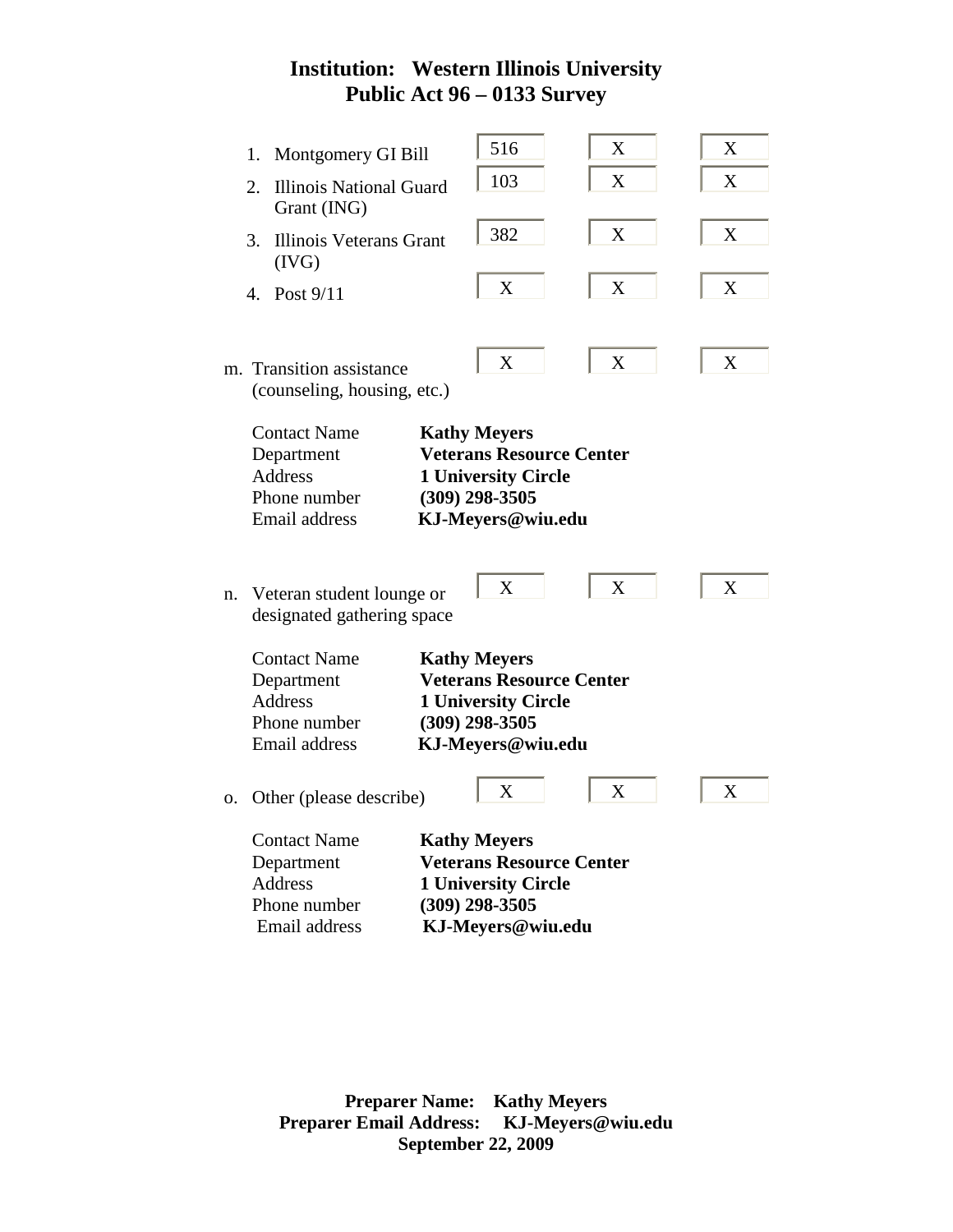## Institution: Western Illinois University
## Public Act 96 – 0133 Survey

| | | | |
|---|---|---|---|
| 1. Montgomery GI Bill | 516 | X | X |
| 2. Illinois National Guard Grant (ING) | 103 | X | X |
| 3. Illinois Veterans Grant (IVG) | 382 | X | X |
| 4. Post 9/11 | X | X | X |

| | | | |
|---|---|---|---|
| m. Transition assistance (counseling, housing, etc.) | X | X | X |

Contact Name **Kathy Meyers**
Department **Veterans Resource Center**
Address **1 University Circle**
Phone number **(309) 298-3505**
Email address **KJ-Meyers@wiu.edu**

| | | | |
|---|---|---|---|
| n. Veteran student lounge or designated gathering space | X | X | X |

Contact Name **Kathy Meyers**
Department **Veterans Resource Center**
Address **1 University Circle**
Phone number **(309) 298-3505**
Email address **KJ-Meyers@wiu.edu**

| | | | |
|---|---|---|---|
| o. Other (please describe) | X | X | X |

Contact Name **Kathy Meyers**
Department **Veterans Resource Center**
Address **1 University Circle**
Phone number **(309) 298-3505**
Email address **KJ-Meyers@wiu.edu**

**Preparer Name: Kathy Meyers**
**Preparer Email Address: KJ-Meyers@wiu.edu**
**September 22, 2009**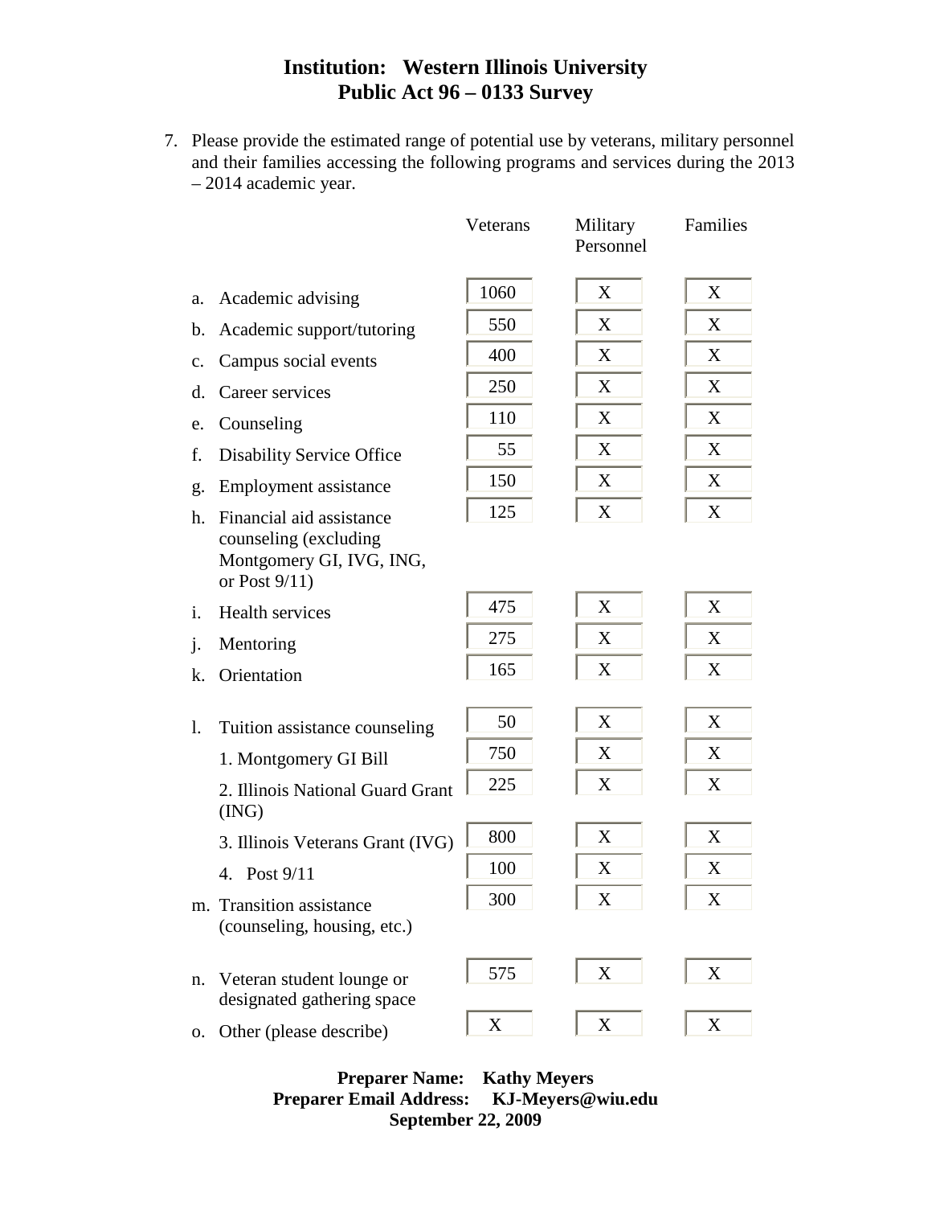**Institution: Western Illinois University**
**Public Act 96 – 0133 Survey**

7. Please provide the estimated range of potential use by veterans, military personnel and their families accessing the following programs and services during the 2013 – 2014 academic year.

| | | Veterans | Military Personnel | Families |
|---|---|---|---|---|
| a. | Academic advising | 1060 | X | X |
| b. | Academic support/tutoring | 550 | X | X |
| c. | Campus social events | 400 | X | X |
| d. | Career services | 250 | X | X |
| e. | Counseling | 110 | X | X |
| f. | Disability Service Office | 55 | X | X |
| g. | Employment assistance | 150 | X | X |
| h. | Financial aid assistance counseling (excluding Montgomery GI, IVG, ING, or Post 9/11) | 125 | X | X |
| i. | Health services | 475 | X | X |
| j. | Mentoring | 275 | X | X |
| k. | Orientation | 165 | X | X |
| l. | Tuition assistance counseling | 50 | X | X |
| | 1. Montgomery GI Bill | 750 | X | X |
| | 2. Illinois National Guard Grant (ING) | 225 | X | X |
| | 3. Illinois Veterans Grant (IVG) | 800 | X | X |
| | 4. Post 9/11 | 100 | X | X |
| m. | Transition assistance (counseling, housing, etc.) | 300 | X | X |
| n. | Veteran student lounge or designated gathering space | 575 | X | X |
| o. | Other (please describe) | X | X | X |

**Preparer Name: Kathy Meyers**
**Preparer Email Address: KJ-Meyers@wiu.edu**
**September 22, 2009**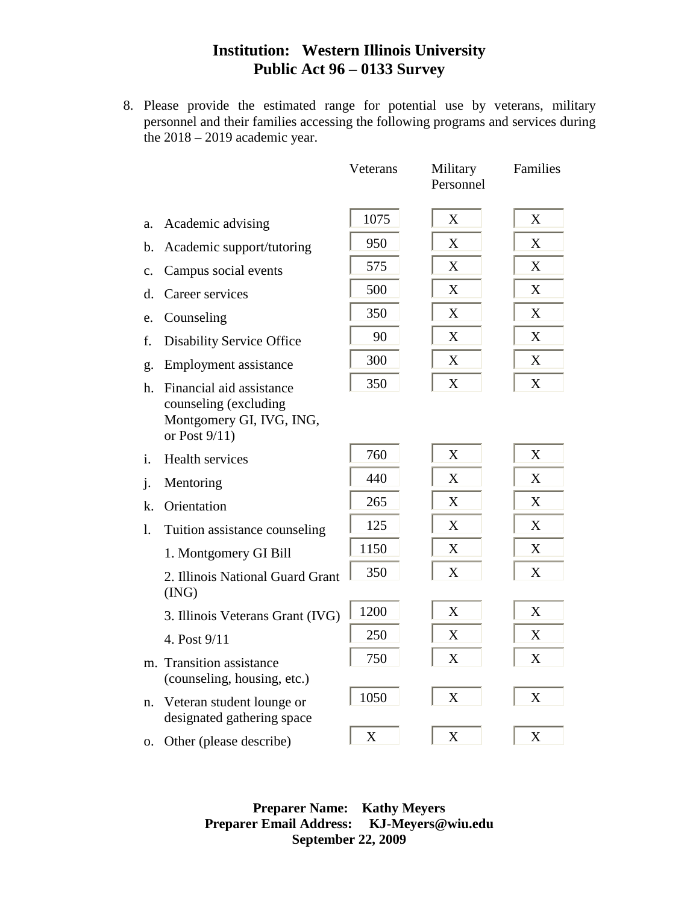**Institution: Western Illinois University**
**Public Act 96 – 0133 Survey**

8. Please provide the estimated range for potential use by veterans, military personnel and their families accessing the following programs and services during the 2018 – 2019 academic year.

| | Veterans | Military Personnel | Families |
|---|---|---|---|
| a. Academic advising | 1075 | X | X |
| b. Academic support/tutoring | 950 | X | X |
| c. Campus social events | 575 | X | X |
| d. Career services | 500 | X | X |
| e. Counseling | 350 | X | X |
| f. Disability Service Office | 90 | X | X |
| g. Employment assistance | 300 | X | X |
| h. Financial aid assistance counseling (excluding Montgomery GI, IVG, ING, or Post 9/11) | 350 | X | X |
| i. Health services | 760 | X | X |
| j. Mentoring | 440 | X | X |
| k. Orientation | 265 | X | X |
| l. Tuition assistance counseling | 125 | X | X |
| 1. Montgomery GI Bill | 1150 | X | X |
| 2. Illinois National Guard Grant (ING) | 350 | X | X |
| 3. Illinois Veterans Grant (IVG) | 1200 | X | X |
| 4. Post 9/11 | 250 | X | X |
| m. Transition assistance (counseling, housing, etc.) | 750 | X | X |
| n. Veteran student lounge or designated gathering space | 1050 | X | X |
| o. Other (please describe) | X | X | X |

**Preparer Name: Kathy Meyers**
**Preparer Email Address: KJ-Meyers@wiu.edu**
**September 22, 2009**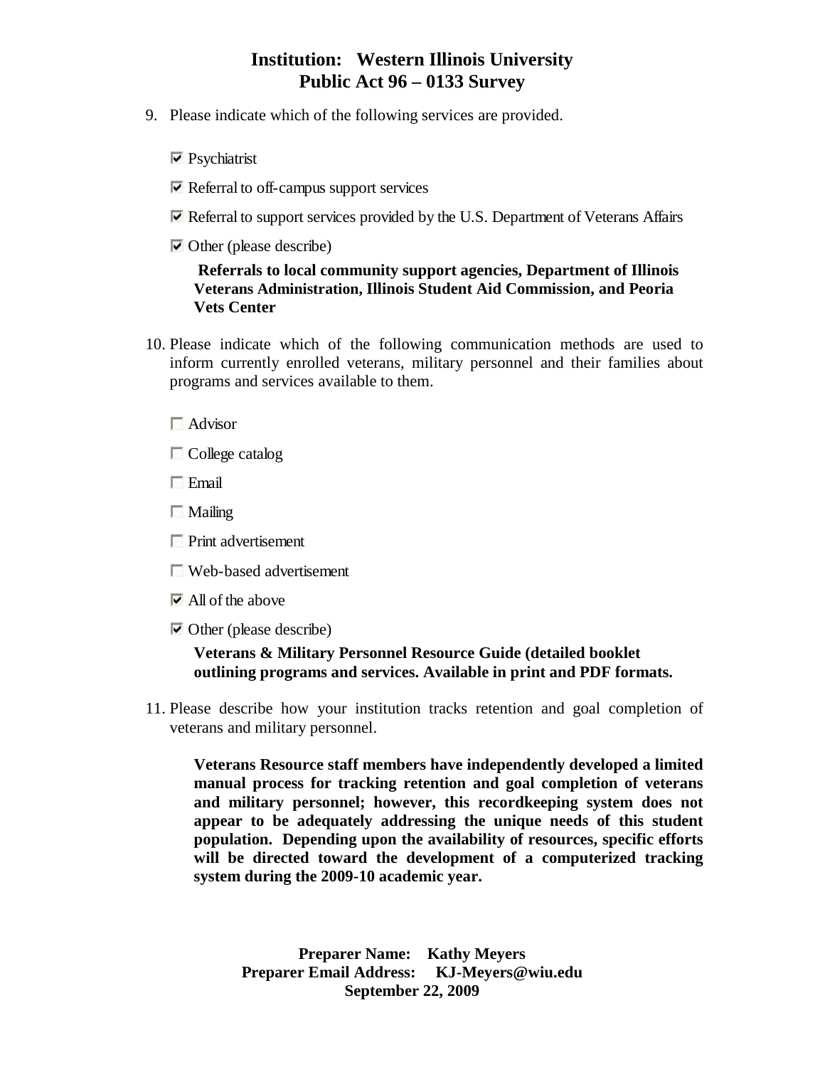**Institution: Western Illinois University**
**Public Act 96 – 0133 Survey**

9. Please indicate which of the following services are provided.

   - [x] Psychiatrist
   - [x] Referral to off-campus support services
   - [x] Referral to support services provided by the U.S. Department of Veterans Affairs
   - [x] Other (please describe)

   **Referrals to local community support agencies, Department of Illinois Veterans Administration, Illinois Student Aid Commission, and Peoria Vets Center**

10. Please indicate which of the following communication methods are used to inform currently enrolled veterans, military personnel and their families about programs and services available to them.

    - [ ] Advisor
    - [ ] College catalog
    - [ ] Email
    - [ ] Mailing
    - [ ] Print advertisement
    - [ ] Web-based advertisement
    - [x] All of the above
    - [x] Other (please describe)

    **Veterans & Military Personnel Resource Guide (detailed booklet outlining programs and services. Available in print and PDF formats.**

11. Please describe how your institution tracks retention and goal completion of veterans and military personnel.

    **Veterans Resource staff members have independently developed a limited manual process for tracking retention and goal completion of veterans and military personnel; however, this recordkeeping system does not appear to be adequately addressing the unique needs of this student population. Depending upon the availability of resources, specific efforts will be directed toward the development of a computerized tracking system during the 2009-10 academic year.**

**Preparer Name: Kathy Meyers**
**Preparer Email Address: KJ-Meyers@wiu.edu**
**September 22, 2009**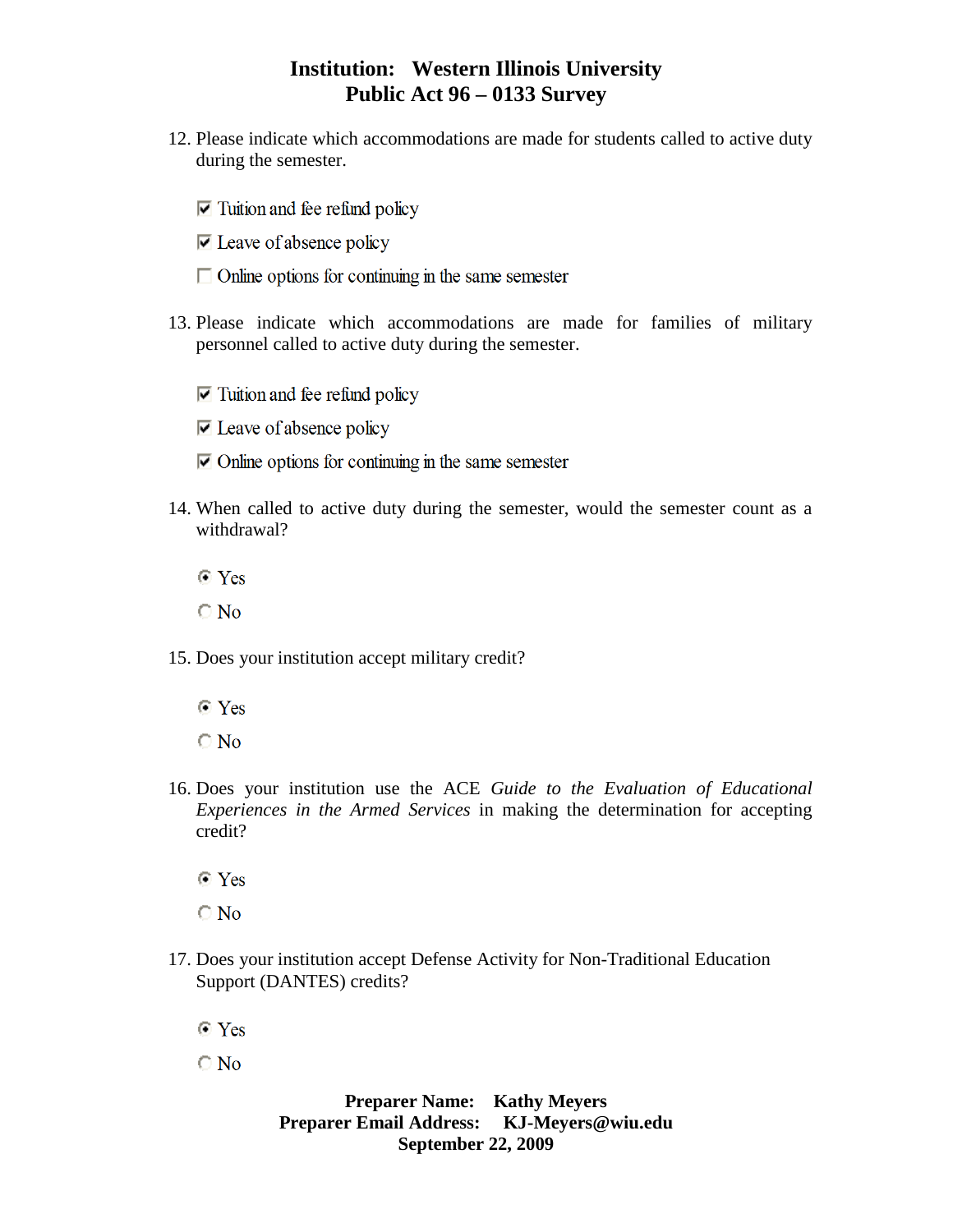**Institution: Western Illinois University**
**Public Act 96 – 0133 Survey**

12. Please indicate which accommodations are made for students called to active duty during the semester.

    - [x] Tuition and fee refund policy
    - [x] Leave of absence policy
    - [ ] Online options for continuing in the same semester

13. Please indicate which accommodations are made for families of military personnel called to active duty during the semester.

    - [x] Tuition and fee refund policy
    - [x] Leave of absence policy
    - [x] Online options for continuing in the same semester

14. When called to active duty during the semester, would the semester count as a withdrawal?

    - (●) Yes
    - ( ) No

15. Does your institution accept military credit?

    - (●) Yes
    - ( ) No

16. Does your institution use the ACE *Guide to the Evaluation of Educational Experiences in the Armed Services* in making the determination for accepting credit?

    - (●) Yes
    - ( ) No

17. Does your institution accept Defense Activity for Non-Traditional Education Support (DANTES) credits?

    - (●) Yes
    - ( ) No

**Preparer Name: Kathy Meyers**
**Preparer Email Address: KJ-Meyers@wiu.edu**
**September 22, 2009**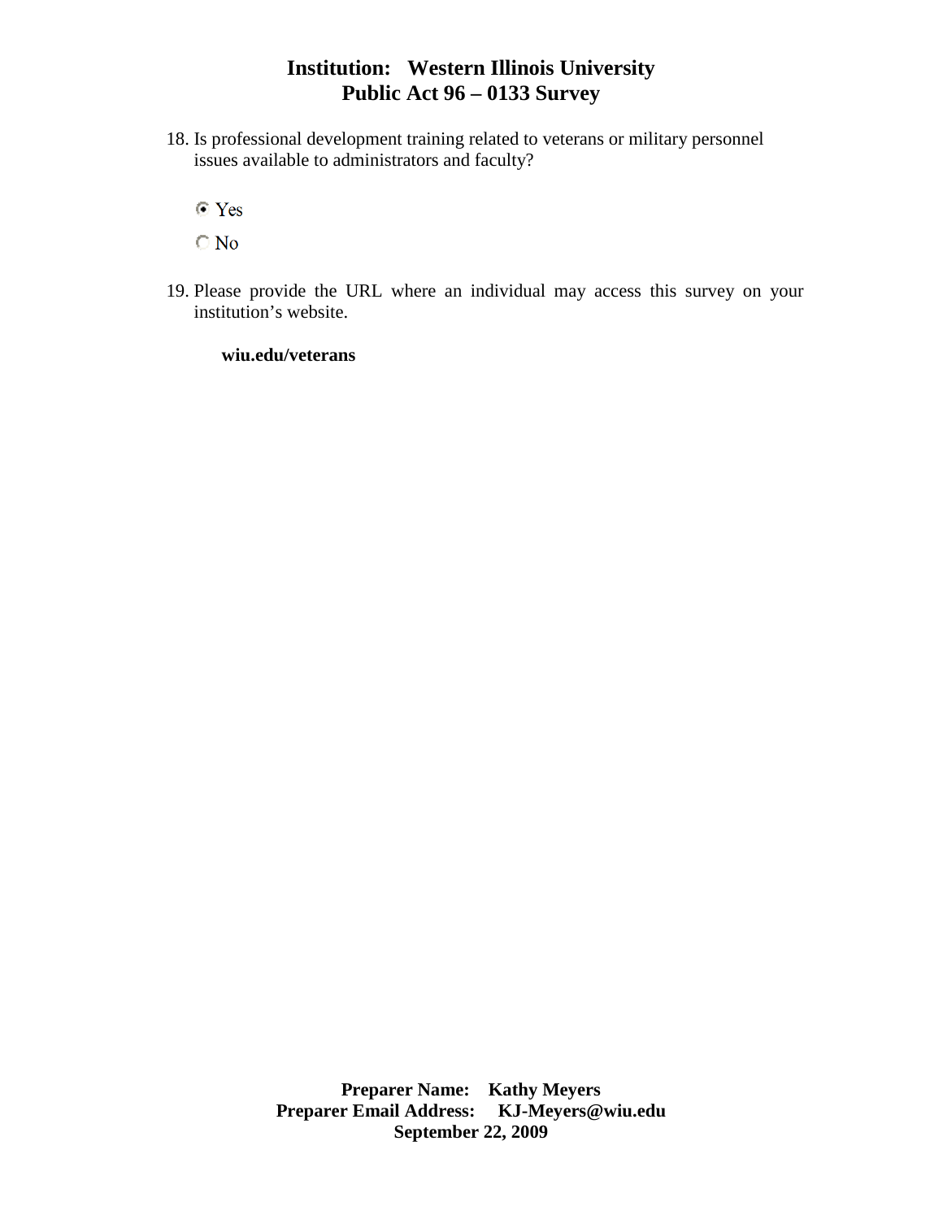**Institution: Western Illinois University**
**Public Act 96 – 0133 Survey**

18. Is professional development training related to veterans or military personnel issues available to administrators and faculty?

    - (•) Yes
    - ( ) No

19. Please provide the URL where an individual may access this survey on your institution's website.

    **wiu.edu/veterans**

**Preparer Name: Kathy Meyers**
**Preparer Email Address: KJ-Meyers@wiu.edu**
**September 22, 2009**